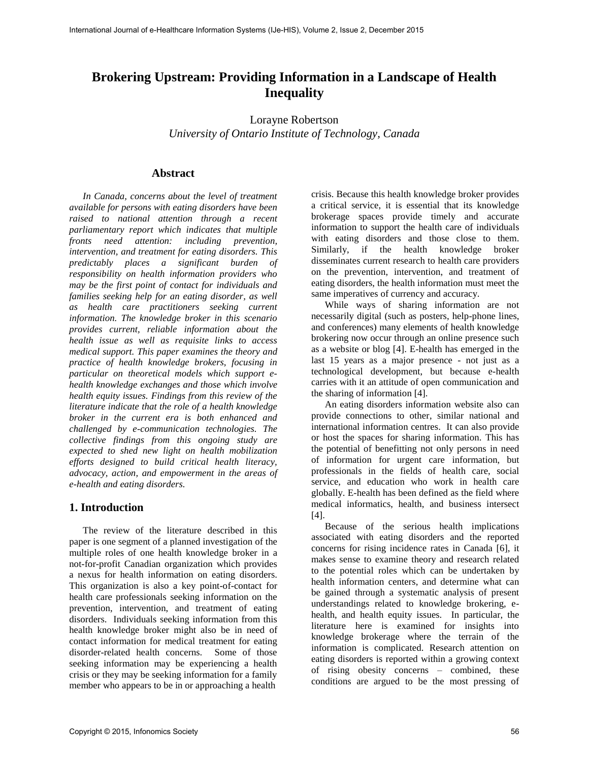# Brokering Upstream: Providing Information in a Landscape of Health Inequality

Lorayne Robertson
*University of Ontario Institute of Technology, Canada*

## Abstract

*In Canada, concerns about the level of treatment available for persons with eating disorders have been raised to national attention through a recent parliamentary report which indicates that multiple fronts need attention: including prevention, intervention, and treatment for eating disorders. This predictably places a significant burden of responsibility on health information providers who may be the first point of contact for individuals and families seeking help for an eating disorder, as well as health care practitioners seeking current information. The knowledge broker in this scenario provides current, reliable information about the health issue as well as requisite links to access medical support. This paper examines the theory and practice of health knowledge brokers, focusing in particular on theoretical models which support e-health knowledge exchanges and those which involve health equity issues. Findings from this review of the literature indicate that the role of a health knowledge broker in the current era is both enhanced and challenged by e-communication technologies. The collective findings from this ongoing study are expected to shed new light on health mobilization efforts designed to build critical health literacy, advocacy, action, and empowerment in the areas of e-health and eating disorders.*

## 1. Introduction

The review of the literature described in this paper is one segment of a planned investigation of the multiple roles of one health knowledge broker in a not-for-profit Canadian organization which provides a nexus for health information on eating disorders. This organization is also a key point-of-contact for health care professionals seeking information on the prevention, intervention, and treatment of eating disorders. Individuals seeking information from this health knowledge broker might also be in need of contact information for medical treatment for eating disorder-related health concerns. Some of those seeking information may be experiencing a health crisis or they may be seeking information for a family member who appears to be in or approaching a health crisis. Because this health knowledge broker provides a critical service, it is essential that its knowledge brokerage spaces provide timely and accurate information to support the health care of individuals with eating disorders and those close to them. Similarly, if the health knowledge broker disseminates current research to health care providers on the prevention, intervention, and treatment of eating disorders, the health information must meet the same imperatives of currency and accuracy.

While ways of sharing information are not necessarily digital (such as posters, help-phone lines, and conferences) many elements of health knowledge brokering now occur through an online presence such as a website or blog [4]. E-health has emerged in the last 15 years as a major presence - not just as a technological development, but because e-health carries with it an attitude of open communication and the sharing of information [4].

An eating disorders information website also can provide connections to other, similar national and international information centres. It can also provide or host the spaces for sharing information. This has the potential of benefitting not only persons in need of information for urgent care information, but professionals in the fields of health care, social service, and education who work in health care globally. E-health has been defined as the field where medical informatics, health, and business intersect [4].

Because of the serious health implications associated with eating disorders and the reported concerns for rising incidence rates in Canada [6], it makes sense to examine theory and research related to the potential roles which can be undertaken by health information centers, and determine what can be gained through a systematic analysis of present understandings related to knowledge brokering, e-health, and health equity issues. In particular, the literature here is examined for insights into knowledge brokerage where the terrain of the information is complicated. Research attention on eating disorders is reported within a growing context of rising obesity concerns – combined, these conditions are argued to be the most pressing of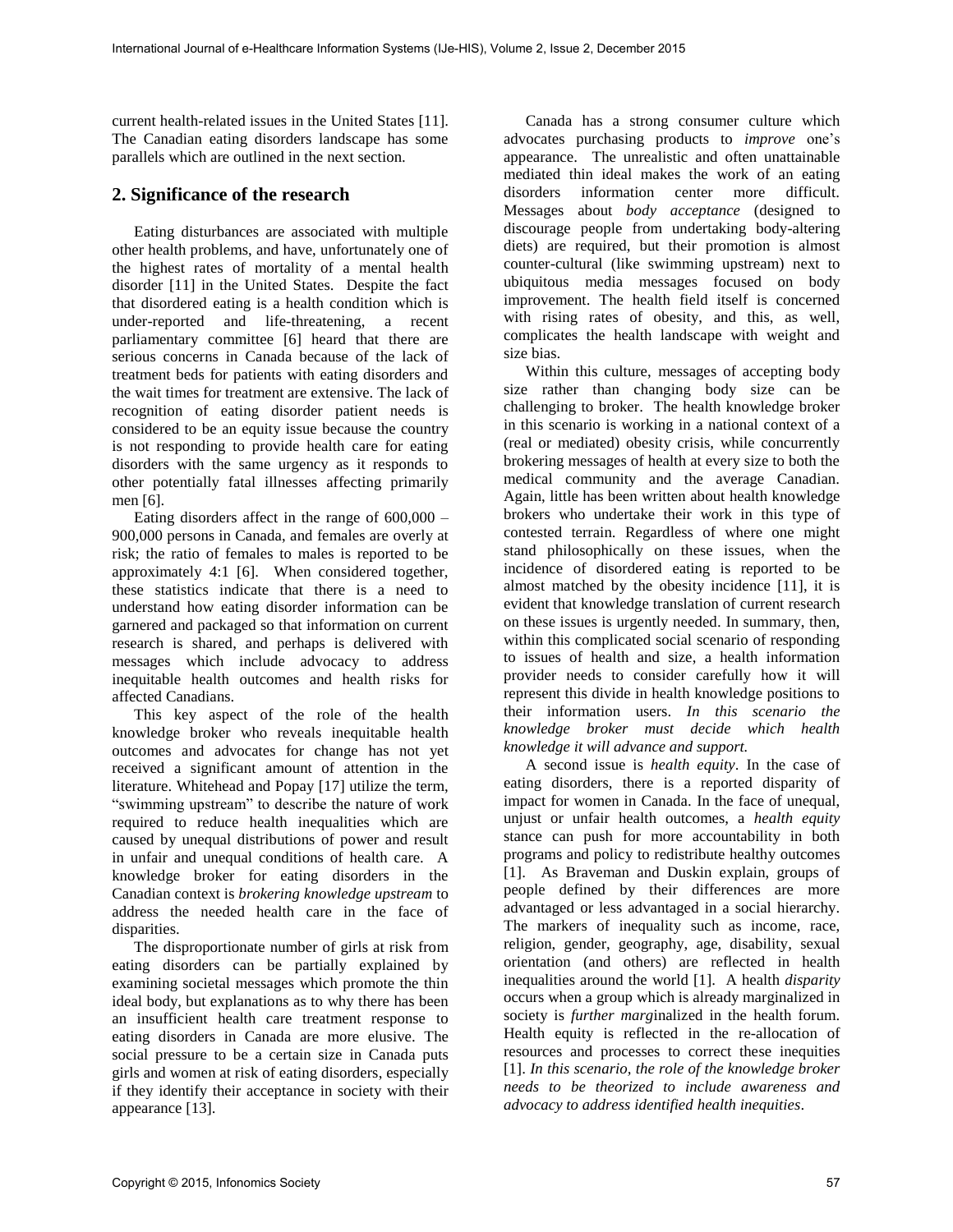current health-related issues in the United States [11]. The Canadian eating disorders landscape has some parallels which are outlined in the next section.

## 2. Significance of the research

Eating disturbances are associated with multiple other health problems, and have, unfortunately one of the highest rates of mortality of a mental health disorder [11] in the United States. Despite the fact that disordered eating is a health condition which is under-reported and life-threatening, a recent parliamentary committee [6] heard that there are serious concerns in Canada because of the lack of treatment beds for patients with eating disorders and the wait times for treatment are extensive. The lack of recognition of eating disorder patient needs is considered to be an equity issue because the country is not responding to provide health care for eating disorders with the same urgency as it responds to other potentially fatal illnesses affecting primarily men [6].

Eating disorders affect in the range of 600,000 – 900,000 persons in Canada, and females are overly at risk; the ratio of females to males is reported to be approximately 4:1 [6]. When considered together, these statistics indicate that there is a need to understand how eating disorder information can be garnered and packaged so that information on current research is shared, and perhaps is delivered with messages which include advocacy to address inequitable health outcomes and health risks for affected Canadians.

This key aspect of the role of the health knowledge broker who reveals inequitable health outcomes and advocates for change has not yet received a significant amount of attention in the literature. Whitehead and Popay [17] utilize the term, "swimming upstream" to describe the nature of work required to reduce health inequalities which are caused by unequal distributions of power and result in unfair and unequal conditions of health care. A knowledge broker for eating disorders in the Canadian context is *brokering knowledge upstream* to address the needed health care in the face of disparities.

The disproportionate number of girls at risk from eating disorders can be partially explained by examining societal messages which promote the thin ideal body, but explanations as to why there has been an insufficient health care treatment response to eating disorders in Canada are more elusive. The social pressure to be a certain size in Canada puts girls and women at risk of eating disorders, especially if they identify their acceptance in society with their appearance [13].

Canada has a strong consumer culture which advocates purchasing products to *improve* one's appearance. The unrealistic and often unattainable mediated thin ideal makes the work of an eating disorders information center more difficult. Messages about *body acceptance* (designed to discourage people from undertaking body-altering diets) are required, but their promotion is almost counter-cultural (like swimming upstream) next to ubiquitous media messages focused on body improvement. The health field itself is concerned with rising rates of obesity, and this, as well, complicates the health landscape with weight and size bias.

Within this culture, messages of accepting body size rather than changing body size can be challenging to broker. The health knowledge broker in this scenario is working in a national context of a (real or mediated) obesity crisis, while concurrently brokering messages of health at every size to both the medical community and the average Canadian. Again, little has been written about health knowledge brokers who undertake their work in this type of contested terrain. Regardless of where one might stand philosophically on these issues, when the incidence of disordered eating is reported to be almost matched by the obesity incidence [11], it is evident that knowledge translation of current research on these issues is urgently needed. In summary, then, within this complicated social scenario of responding to issues of health and size, a health information provider needs to consider carefully how it will represent this divide in health knowledge positions to their information users. *In this scenario the knowledge broker must decide which health knowledge it will advance and support.*

A second issue is *health equity*. In the case of eating disorders, there is a reported disparity of impact for women in Canada. In the face of unequal, unjust or unfair health outcomes, a *health equity* stance can push for more accountability in both programs and policy to redistribute healthy outcomes [1]. As Braveman and Duskin explain, groups of people defined by their differences are more advantaged or less advantaged in a social hierarchy. The markers of inequality such as income, race, religion, gender, geography, age, disability, sexual orientation (and others) are reflected in health inequalities around the world [1]. A health *disparity* occurs when a group which is already marginalized in society is *further marg*inalized in the health forum. Health equity is reflected in the re-allocation of resources and processes to correct these inequities [1]. *In this scenario, the role of the knowledge broker needs to be theorized to include awareness and advocacy to address identified health inequities*.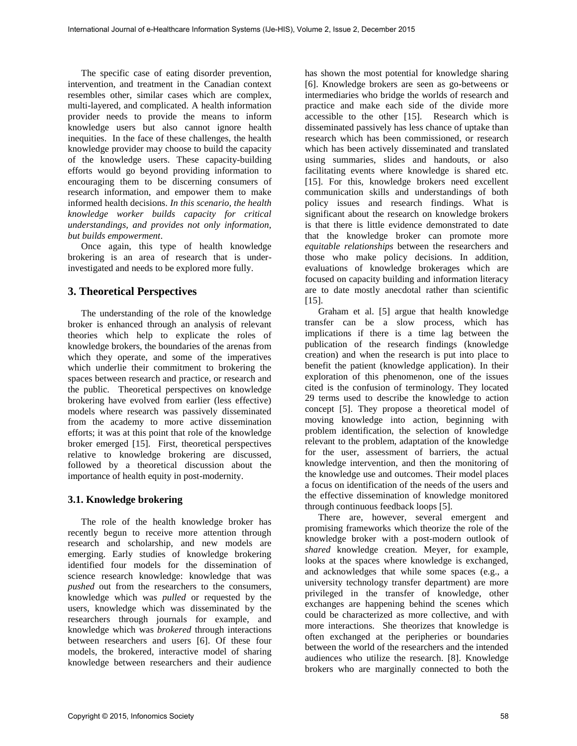The specific case of eating disorder prevention, intervention, and treatment in the Canadian context resembles other, similar cases which are complex, multi-layered, and complicated. A health information provider needs to provide the means to inform knowledge users but also cannot ignore health inequities. In the face of these challenges, the health knowledge provider may choose to build the capacity of the knowledge users. These capacity-building efforts would go beyond providing information to encouraging them to be discerning consumers of research information, and empower them to make informed health decisions. *In this scenario, the health knowledge worker builds capacity for critical understandings, and provides not only information, but builds empowerment*.

Once again, this type of health knowledge brokering is an area of research that is under-investigated and needs to be explored more fully.

## 3. Theoretical Perspectives

The understanding of the role of the knowledge broker is enhanced through an analysis of relevant theories which help to explicate the roles of knowledge brokers, the boundaries of the arenas from which they operate, and some of the imperatives which underlie their commitment to brokering the spaces between research and practice, or research and the public. Theoretical perspectives on knowledge brokering have evolved from earlier (less effective) models where research was passively disseminated from the academy to more active dissemination efforts; it was at this point that role of the knowledge broker emerged [15]. First, theoretical perspectives relative to knowledge brokering are discussed, followed by a theoretical discussion about the importance of health equity in post-modernity.

### 3.1. Knowledge brokering

The role of the health knowledge broker has recently begun to receive more attention through research and scholarship, and new models are emerging. Early studies of knowledge brokering identified four models for the dissemination of science research knowledge: knowledge that was *pushed* out from the researchers to the consumers, knowledge which was *pulled* or requested by the users, knowledge which was disseminated by the researchers through journals for example, and knowledge which was *brokered* through interactions between researchers and users [6]. Of these four models, the brokered, interactive model of sharing knowledge between researchers and their audience has shown the most potential for knowledge sharing [6]. Knowledge brokers are seen as go-betweens or intermediaries who bridge the worlds of research and practice and make each side of the divide more accessible to the other [15]. Research which is disseminated passively has less chance of uptake than research which has been commissioned, or research which has been actively disseminated and translated using summaries, slides and handouts, or also facilitating events where knowledge is shared etc. [15]. For this, knowledge brokers need excellent communication skills and understandings of both policy issues and research findings. What is significant about the research on knowledge brokers is that there is little evidence demonstrated to date that the knowledge broker can promote more *equitable relationships* between the researchers and those who make policy decisions. In addition, evaluations of knowledge brokerages which are focused on capacity building and information literacy are to date mostly anecdotal rather than scientific [15].

Graham et al. [5] argue that health knowledge transfer can be a slow process, which has implications if there is a time lag between the publication of the research findings (knowledge creation) and when the research is put into place to benefit the patient (knowledge application). In their exploration of this phenomenon, one of the issues cited is the confusion of terminology. They located 29 terms used to describe the knowledge to action concept [5]. They propose a theoretical model of moving knowledge into action, beginning with problem identification, the selection of knowledge relevant to the problem, adaptation of the knowledge for the user, assessment of barriers, the actual knowledge intervention, and then the monitoring of the knowledge use and outcomes. Their model places a focus on identification of the needs of the users and the effective dissemination of knowledge monitored through continuous feedback loops [5].

There are, however, several emergent and promising frameworks which theorize the role of the knowledge broker with a post-modern outlook of *shared* knowledge creation. Meyer, for example, looks at the spaces where knowledge is exchanged, and acknowledges that while some spaces (e.g., a university technology transfer department) are more privileged in the transfer of knowledge, other exchanges are happening behind the scenes which could be characterized as more collective, and with more interactions. She theorizes that knowledge is often exchanged at the peripheries or boundaries between the world of the researchers and the intended audiences who utilize the research. [8]. Knowledge brokers who are marginally connected to both the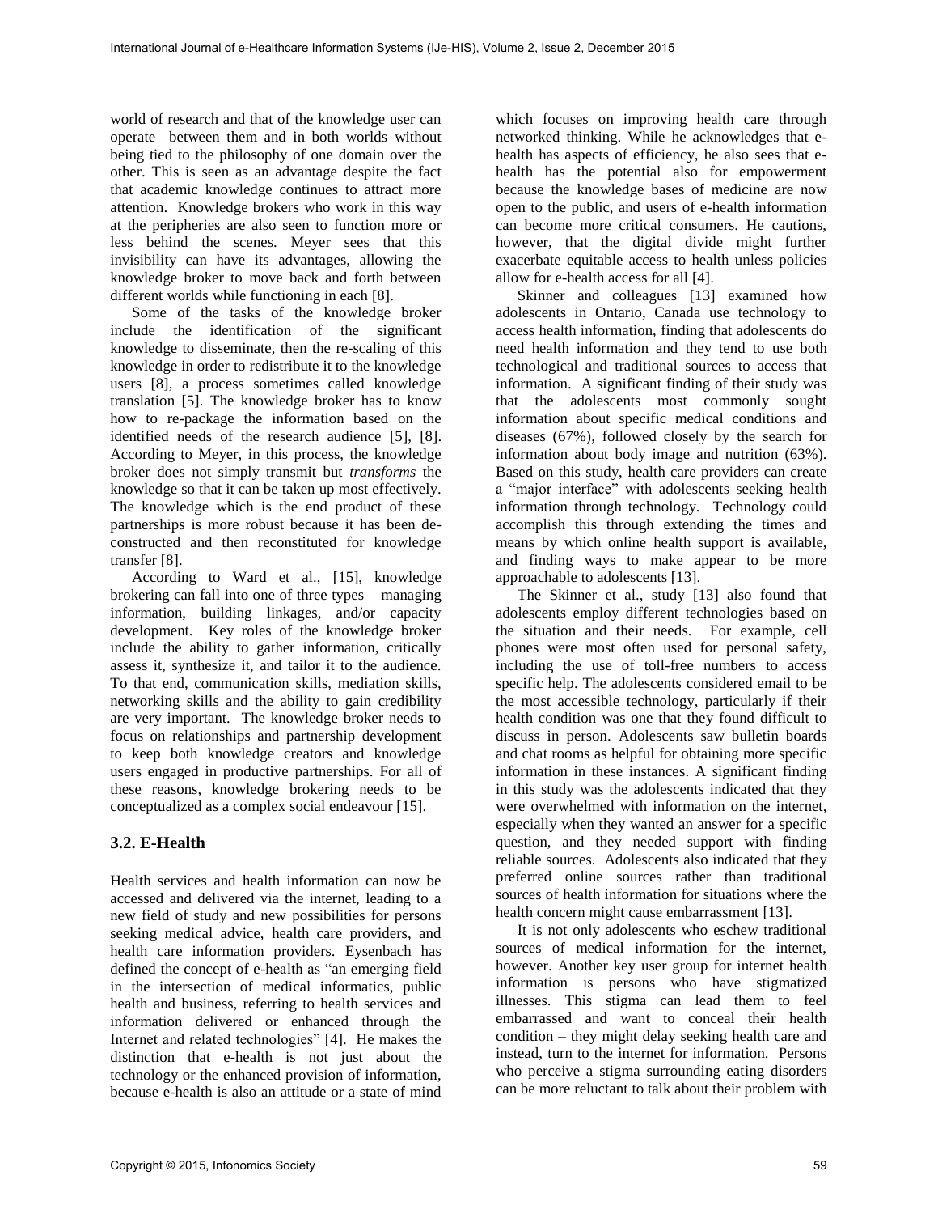world of research and that of the knowledge user can operate between them and in both worlds without being tied to the philosophy of one domain over the other. This is seen as an advantage despite the fact that academic knowledge continues to attract more attention. Knowledge brokers who work in this way at the peripheries are also seen to function more or less behind the scenes. Meyer sees that this invisibility can have its advantages, allowing the knowledge broker to move back and forth between different worlds while functioning in each [8].

Some of the tasks of the knowledge broker include the identification of the significant knowledge to disseminate, then the re-scaling of this knowledge in order to redistribute it to the knowledge users [8], a process sometimes called knowledge translation [5]. The knowledge broker has to know how to re-package the information based on the identified needs of the research audience [5], [8]. According to Meyer, in this process, the knowledge broker does not simply transmit but *transforms* the knowledge so that it can be taken up most effectively. The knowledge which is the end product of these partnerships is more robust because it has been de-constructed and then reconstituted for knowledge transfer [8].

According to Ward et al., [15], knowledge brokering can fall into one of three types – managing information, building linkages, and/or capacity development. Key roles of the knowledge broker include the ability to gather information, critically assess it, synthesize it, and tailor it to the audience. To that end, communication skills, mediation skills, networking skills and the ability to gain credibility are very important. The knowledge broker needs to focus on relationships and partnership development to keep both knowledge creators and knowledge users engaged in productive partnerships. For all of these reasons, knowledge brokering needs to be conceptualized as a complex social endeavour [15].

### 3.2. E-Health

Health services and health information can now be accessed and delivered via the internet, leading to a new field of study and new possibilities for persons seeking medical advice, health care providers, and health care information providers. Eysenbach has defined the concept of e-health as "an emerging field in the intersection of medical informatics, public health and business, referring to health services and information delivered or enhanced through the Internet and related technologies" [4]. He makes the distinction that e-health is not just about the technology or the enhanced provision of information, because e-health is also an attitude or a state of mind which focuses on improving health care through networked thinking. While he acknowledges that e-health has aspects of efficiency, he also sees that e-health has the potential also for empowerment because the knowledge bases of medicine are now open to the public, and users of e-health information can become more critical consumers. He cautions, however, that the digital divide might further exacerbate equitable access to health unless policies allow for e-health access for all [4].

Skinner and colleagues [13] examined how adolescents in Ontario, Canada use technology to access health information, finding that adolescents do need health information and they tend to use both technological and traditional sources to access that information. A significant finding of their study was that the adolescents most commonly sought information about specific medical conditions and diseases (67%), followed closely by the search for information about body image and nutrition (63%). Based on this study, health care providers can create a "major interface" with adolescents seeking health information through technology. Technology could accomplish this through extending the times and means by which online health support is available, and finding ways to make appear to be more approachable to adolescents [13].

The Skinner et al., study [13] also found that adolescents employ different technologies based on the situation and their needs. For example, cell phones were most often used for personal safety, including the use of toll-free numbers to access specific help. The adolescents considered email to be the most accessible technology, particularly if their health condition was one that they found difficult to discuss in person. Adolescents saw bulletin boards and chat rooms as helpful for obtaining more specific information in these instances. A significant finding in this study was the adolescents indicated that they were overwhelmed with information on the internet, especially when they wanted an answer for a specific question, and they needed support with finding reliable sources. Adolescents also indicated that they preferred online sources rather than traditional sources of health information for situations where the health concern might cause embarrassment [13].

It is not only adolescents who eschew traditional sources of medical information for the internet, however. Another key user group for internet health information is persons who have stigmatized illnesses. This stigma can lead them to feel embarrassed and want to conceal their health condition – they might delay seeking health care and instead, turn to the internet for information. Persons who perceive a stigma surrounding eating disorders can be more reluctant to talk about their problem with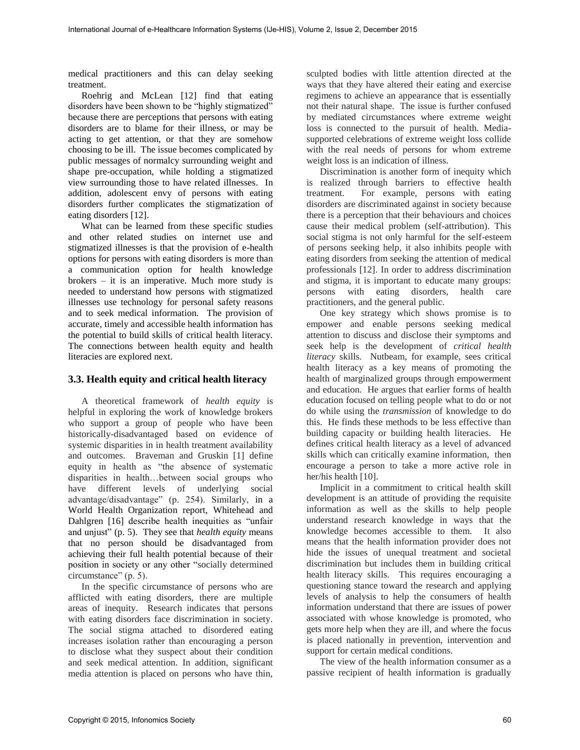medical practitioners and this can delay seeking treatment.

Roehrig and McLean [12] find that eating disorders have been shown to be "highly stigmatized" because there are perceptions that persons with eating disorders are to blame for their illness, or may be acting to get attention, or that they are somehow choosing to be ill. The issue becomes complicated by public messages of normalcy surrounding weight and shape pre-occupation, while holding a stigmatized view surrounding those to have related illnesses. In addition, adolescent envy of persons with eating disorders further complicates the stigmatization of eating disorders [12].

What can be learned from these specific studies and other related studies on internet use and stigmatized illnesses is that the provision of e-health options for persons with eating disorders is more than a communication option for health knowledge brokers – it is an imperative. Much more study is needed to understand how persons with stigmatized illnesses use technology for personal safety reasons and to seek medical information. The provision of accurate, timely and accessible health information has the potential to build skills of critical health literacy. The connections between health equity and health literacies are explored next.

### 3.3. Health equity and critical health literacy

A theoretical framework of *health equity* is helpful in exploring the work of knowledge brokers who support a group of people who have been historically-disadvantaged based on evidence of systemic disparities in in health treatment availability and outcomes. Braveman and Gruskin [1] define equity in health as "the absence of systematic disparities in health…between social groups who have different levels of underlying social advantage/disadvantage" (p. 254). Similarly, in a World Health Organization report, Whitehead and Dahlgren [16] describe health inequities as "unfair and unjust" (p. 5). They see that *health equity* means that no person should be disadvantaged from achieving their full health potential because of their position in society or any other "socially determined circumstance" (p. 5).

In the specific circumstance of persons who are afflicted with eating disorders, there are multiple areas of inequity. Research indicates that persons with eating disorders face discrimination in society. The social stigma attached to disordered eating increases isolation rather than encouraging a person to disclose what they suspect about their condition and seek medical attention. In addition, significant media attention is placed on persons who have thin, sculpted bodies with little attention directed at the ways that they have altered their eating and exercise regimens to achieve an appearance that is essentially not their natural shape. The issue is further confused by mediated circumstances where extreme weight loss is connected to the pursuit of health. Media-supported celebrations of extreme weight loss collide with the real needs of persons for whom extreme weight loss is an indication of illness.

Discrimination is another form of inequity which is realized through barriers to effective health treatment. For example, persons with eating disorders are discriminated against in society because there is a perception that their behaviours and choices cause their medical problem (self-attribution). This social stigma is not only harmful for the self-esteem of persons seeking help, it also inhibits people with eating disorders from seeking the attention of medical professionals [12]. In order to address discrimination and stigma, it is important to educate many groups: persons with eating disorders, health care practitioners, and the general public.

One key strategy which shows promise is to empower and enable persons seeking medical attention to discuss and disclose their symptoms and seek help is the development of *critical health literacy* skills. Nutbeam, for example, sees critical health literacy as a key means of promoting the health of marginalized groups through empowerment and education. He argues that earlier forms of health education focused on telling people what to do or not do while using the *transmission* of knowledge to do this. He finds these methods to be less effective than building capacity or building health literacies. He defines critical health literacy as a level of advanced skills which can critically examine information, then encourage a person to take a more active role in her/his health [10].

Implicit in a commitment to critical health skill development is an attitude of providing the requisite information as well as the skills to help people understand research knowledge in ways that the knowledge becomes accessible to them. It also means that the health information provider does not hide the issues of unequal treatment and societal discrimination but includes them in building critical health literacy skills. This requires encouraging a questioning stance toward the research and applying levels of analysis to help the consumers of health information understand that there are issues of power associated with whose knowledge is promoted, who gets more help when they are ill, and where the focus is placed nationally in prevention, intervention and support for certain medical conditions.

The view of the health information consumer as a passive recipient of health information is gradually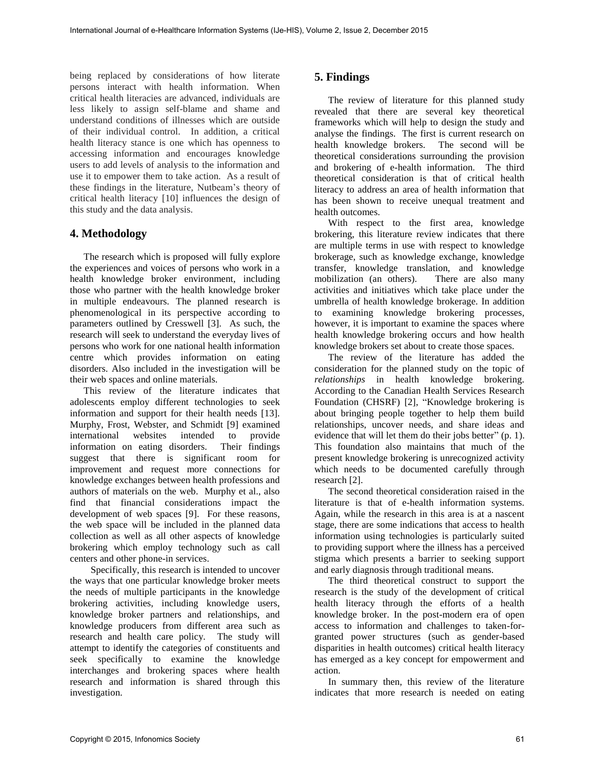being replaced by considerations of how literate persons interact with health information. When critical health literacies are advanced, individuals are less likely to assign self-blame and shame and understand conditions of illnesses which are outside of their individual control. In addition, a critical health literacy stance is one which has openness to accessing information and encourages knowledge users to add levels of analysis to the information and use it to empower them to take action. As a result of these findings in the literature, Nutbeam's theory of critical health literacy [10] influences the design of this study and the data analysis.

## 4. Methodology

The research which is proposed will fully explore the experiences and voices of persons who work in a health knowledge broker environment, including those who partner with the health knowledge broker in multiple endeavours. The planned research is phenomenological in its perspective according to parameters outlined by Cresswell [3]. As such, the research will seek to understand the everyday lives of persons who work for one national health information centre which provides information on eating disorders. Also included in the investigation will be their web spaces and online materials.

This review of the literature indicates that adolescents employ different technologies to seek information and support for their health needs [13]. Murphy, Frost, Webster, and Schmidt [9] examined international websites intended to provide information on eating disorders. Their findings suggest that there is significant room for improvement and request more connections for knowledge exchanges between health professions and authors of materials on the web. Murphy et al., also find that financial considerations impact the development of web spaces [9]. For these reasons, the web space will be included in the planned data collection as well as all other aspects of knowledge brokering which employ technology such as call centers and other phone-in services.

Specifically, this research is intended to uncover the ways that one particular knowledge broker meets the needs of multiple participants in the knowledge brokering activities, including knowledge users, knowledge broker partners and relationships, and knowledge producers from different area such as research and health care policy. The study will attempt to identify the categories of constituents and seek specifically to examine the knowledge interchanges and brokering spaces where health research and information is shared through this investigation.

## 5. Findings

The review of literature for this planned study revealed that there are several key theoretical frameworks which will help to design the study and analyse the findings. The first is current research on health knowledge brokers. The second will be theoretical considerations surrounding the provision and brokering of e-health information. The third theoretical consideration is that of critical health literacy to address an area of health information that has been shown to receive unequal treatment and health outcomes.

With respect to the first area, knowledge brokering, this literature review indicates that there are multiple terms in use with respect to knowledge brokerage, such as knowledge exchange, knowledge transfer, knowledge translation, and knowledge mobilization (an others). There are also many activities and initiatives which take place under the umbrella of health knowledge brokerage. In addition to examining knowledge brokering processes, however, it is important to examine the spaces where health knowledge brokering occurs and how health knowledge brokers set about to create those spaces.

The review of the literature has added the consideration for the planned study on the topic of *relationships* in health knowledge brokering. According to the Canadian Health Services Research Foundation (CHSRF) [2], "Knowledge brokering is about bringing people together to help them build relationships, uncover needs, and share ideas and evidence that will let them do their jobs better" (p. 1). This foundation also maintains that much of the present knowledge brokering is unrecognized activity which needs to be documented carefully through research [2].

The second theoretical consideration raised in the literature is that of e-health information systems. Again, while the research in this area is at a nascent stage, there are some indications that access to health information using technologies is particularly suited to providing support where the illness has a perceived stigma which presents a barrier to seeking support and early diagnosis through traditional means.

The third theoretical construct to support the research is the study of the development of critical health literacy through the efforts of a health knowledge broker. In the post-modern era of open access to information and challenges to taken-for-granted power structures (such as gender-based disparities in health outcomes) critical health literacy has emerged as a key concept for empowerment and action.

In summary then, this review of the literature indicates that more research is needed on eating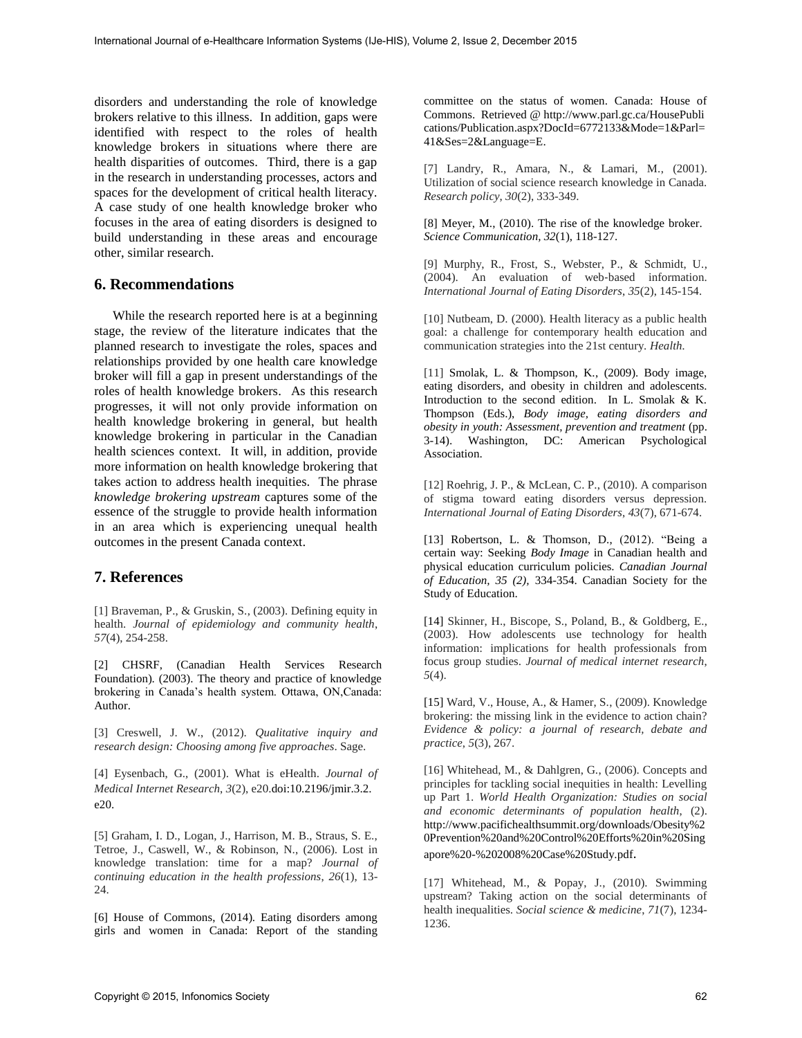disorders and understanding the role of knowledge brokers relative to this illness. In addition, gaps were identified with respect to the roles of health knowledge brokers in situations where there are health disparities of outcomes. Third, there is a gap in the research in understanding processes, actors and spaces for the development of critical health literacy. A case study of one health knowledge broker who focuses in the area of eating disorders is designed to build understanding in these areas and encourage other, similar research.

## 6. Recommendations

While the research reported here is at a beginning stage, the review of the literature indicates that the planned research to investigate the roles, spaces and relationships provided by one health care knowledge broker will fill a gap in present understandings of the roles of health knowledge brokers. As this research progresses, it will not only provide information on health knowledge brokering in general, but health knowledge brokering in particular in the Canadian health sciences context. It will, in addition, provide more information on health knowledge brokering that takes action to address health inequities. The phrase *knowledge brokering upstream* captures some of the essence of the struggle to provide health information in an area which is experiencing unequal health outcomes in the present Canada context.

## 7. References

[1] Braveman, P., & Gruskin, S., (2003). Defining equity in health. *Journal of epidemiology and community health*, *57*(4), 254-258.

[2] CHSRF, (Canadian Health Services Research Foundation). (2003). The theory and practice of knowledge brokering in Canada's health system. Ottawa, ON,Canada: Author.

[3] Creswell, J. W., (2012). *Qualitative inquiry and research design: Choosing among five approaches*. Sage.

[4] Eysenbach, G., (2001). What is eHealth. *Journal of Medical Internet Research*, *3*(2), e20.doi:10.2196/jmir.3.2.e20.

[5] Graham, I. D., Logan, J., Harrison, M. B., Straus, S. E., Tetroe, J., Caswell, W., & Robinson, N., (2006). Lost in knowledge translation: time for a map? *Journal of continuing education in the health professions*, *26*(1), 13-24.

[6] House of Commons, (2014). Eating disorders among girls and women in Canada: Report of the standing committee on the status of women. Canada: House of Commons. Retrieved @ http://www.parl.gc.ca/HousePublications/Publication.aspx?DocId=6772133&Mode=1&Parl=41&Ses=2&Language=E.

[7] Landry, R., Amara, N., & Lamari, M., (2001). Utilization of social science research knowledge in Canada. *Research policy*, *30*(2), 333-349.

[8] Meyer, M., (2010). The rise of the knowledge broker. *Science Communication, 32*(1), 118-127.

[9] Murphy, R., Frost, S., Webster, P., & Schmidt, U., (2004). An evaluation of web-based information. *International Journal of Eating Disorders*, *35*(2), 145-154.

[10] Nutbeam, D. (2000). Health literacy as a public health goal: a challenge for contemporary health education and communication strategies into the 21st century. *Health*.

[11] Smolak, L. & Thompson, K., (2009). Body image, eating disorders, and obesity in children and adolescents. Introduction to the second edition. In L. Smolak & K. Thompson (Eds.), *Body image, eating disorders and obesity in youth: Assessment, prevention and treatment* (pp. 3-14). Washington, DC: American Psychological Association.

[12] Roehrig, J. P., & McLean, C. P., (2010). A comparison of stigma toward eating disorders versus depression. *International Journal of Eating Disorders*, *43*(7), 671-674.

[13] Robertson, L. & Thomson, D., (2012). "Being a certain way: Seeking *Body Image* in Canadian health and physical education curriculum policies. *Canadian Journal of Education, 35 (2)*, 334-354. Canadian Society for the Study of Education.

[14] Skinner, H., Biscope, S., Poland, B., & Goldberg, E., (2003). How adolescents use technology for health information: implications for health professionals from focus group studies. *Journal of medical internet research*, *5*(4).

[15] Ward, V., House, A., & Hamer, S., (2009). Knowledge brokering: the missing link in the evidence to action chain? *Evidence & policy: a journal of research, debate and practice*, *5*(3), 267.

[16] Whitehead, M., & Dahlgren, G., (2006). Concepts and principles for tackling social inequities in health: Levelling up Part 1. *World Health Organization: Studies on social and economic determinants of population health*, (2). http://www.pacifichealthsummit.org/downloads/Obesity%20Prevention%20and%20Control%20Efforts%20in%20Singapore%20-%202008%20Case%20Study.pdf.

[17] Whitehead, M., & Popay, J., (2010). Swimming upstream? Taking action on the social determinants of health inequalities. *Social science & medicine*, *71*(7), 1234-1236.